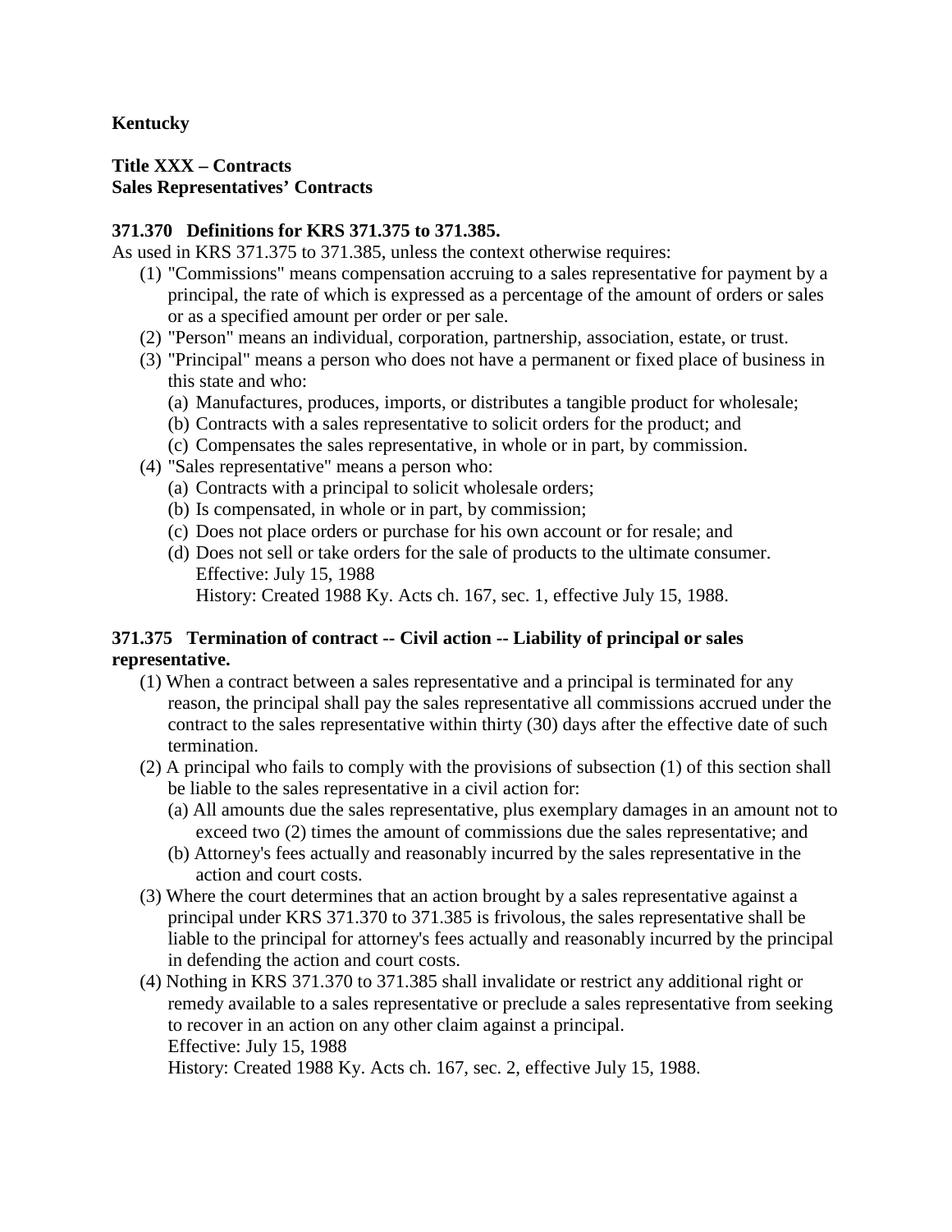**Kentucky**

**Title XXX – Contracts**
**Sales Representatives' Contracts**

**371.370 Definitions for KRS 371.375 to 371.385.**

As used in KRS 371.375 to 371.385, unless the context otherwise requires:

(1) "Commissions" means compensation accruing to a sales representative for payment by a principal, the rate of which is expressed as a percentage of the amount of orders or sales or as a specified amount per order or per sale.

(2) "Person" means an individual, corporation, partnership, association, estate, or trust.

(3) "Principal" means a person who does not have a permanent or fixed place of business in this state and who:

 (a) Manufactures, produces, imports, or distributes a tangible product for wholesale;

 (b) Contracts with a sales representative to solicit orders for the product; and

 (c) Compensates the sales representative, in whole or in part, by commission.

(4) "Sales representative" means a person who:

 (a) Contracts with a principal to solicit wholesale orders;

 (b) Is compensated, in whole or in part, by commission;

 (c) Does not place orders or purchase for his own account or for resale; and

 (d) Does not sell or take orders for the sale of products to the ultimate consumer.

 Effective: July 15, 1988

 History: Created 1988 Ky. Acts ch. 167, sec. 1, effective July 15, 1988.

**371.375 Termination of contract -- Civil action -- Liability of principal or sales representative.**

(1) When a contract between a sales representative and a principal is terminated for any reason, the principal shall pay the sales representative all commissions accrued under the contract to the sales representative within thirty (30) days after the effective date of such termination.

(2) A principal who fails to comply with the provisions of subsection (1) of this section shall be liable to the sales representative in a civil action for:

 (a) All amounts due the sales representative, plus exemplary damages in an amount not to exceed two (2) times the amount of commissions due the sales representative; and

 (b) Attorney's fees actually and reasonably incurred by the sales representative in the action and court costs.

(3) Where the court determines that an action brought by a sales representative against a principal under KRS 371.370 to 371.385 is frivolous, the sales representative shall be liable to the principal for attorney's fees actually and reasonably incurred by the principal in defending the action and court costs.

(4) Nothing in KRS 371.370 to 371.385 shall invalidate or restrict any additional right or remedy available to a sales representative or preclude a sales representative from seeking to recover in an action on any other claim against a principal.

 Effective: July 15, 1988

 History: Created 1988 Ky. Acts ch. 167, sec. 2, effective July 15, 1988.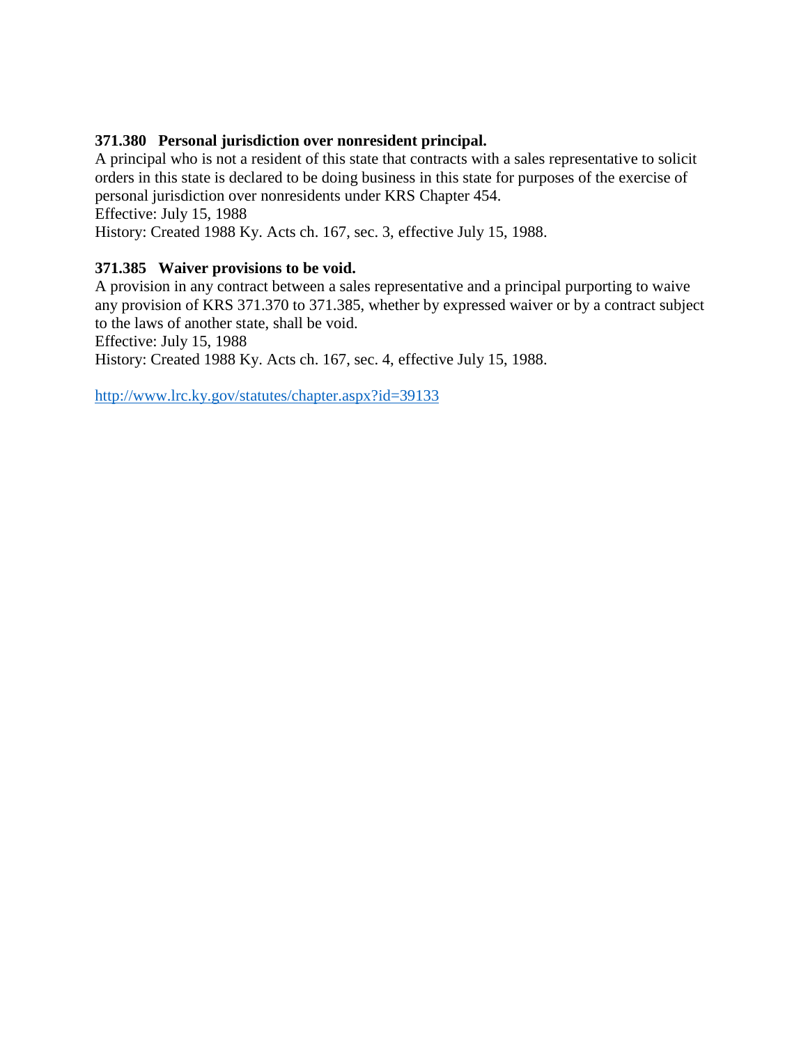**371.380 Personal jurisdiction over nonresident principal.**
A principal who is not a resident of this state that contracts with a sales representative to solicit orders in this state is declared to be doing business in this state for purposes of the exercise of personal jurisdiction over nonresidents under KRS Chapter 454.
Effective: July 15, 1988
History: Created 1988 Ky. Acts ch. 167, sec. 3, effective July 15, 1988.

**371.385 Waiver provisions to be void.**
A provision in any contract between a sales representative and a principal purporting to waive any provision of KRS 371.370 to 371.385, whether by expressed waiver or by a contract subject to the laws of another state, shall be void.
Effective: July 15, 1988
History: Created 1988 Ky. Acts ch. 167, sec. 4, effective July 15, 1988.

http://www.lrc.ky.gov/statutes/chapter.aspx?id=39133